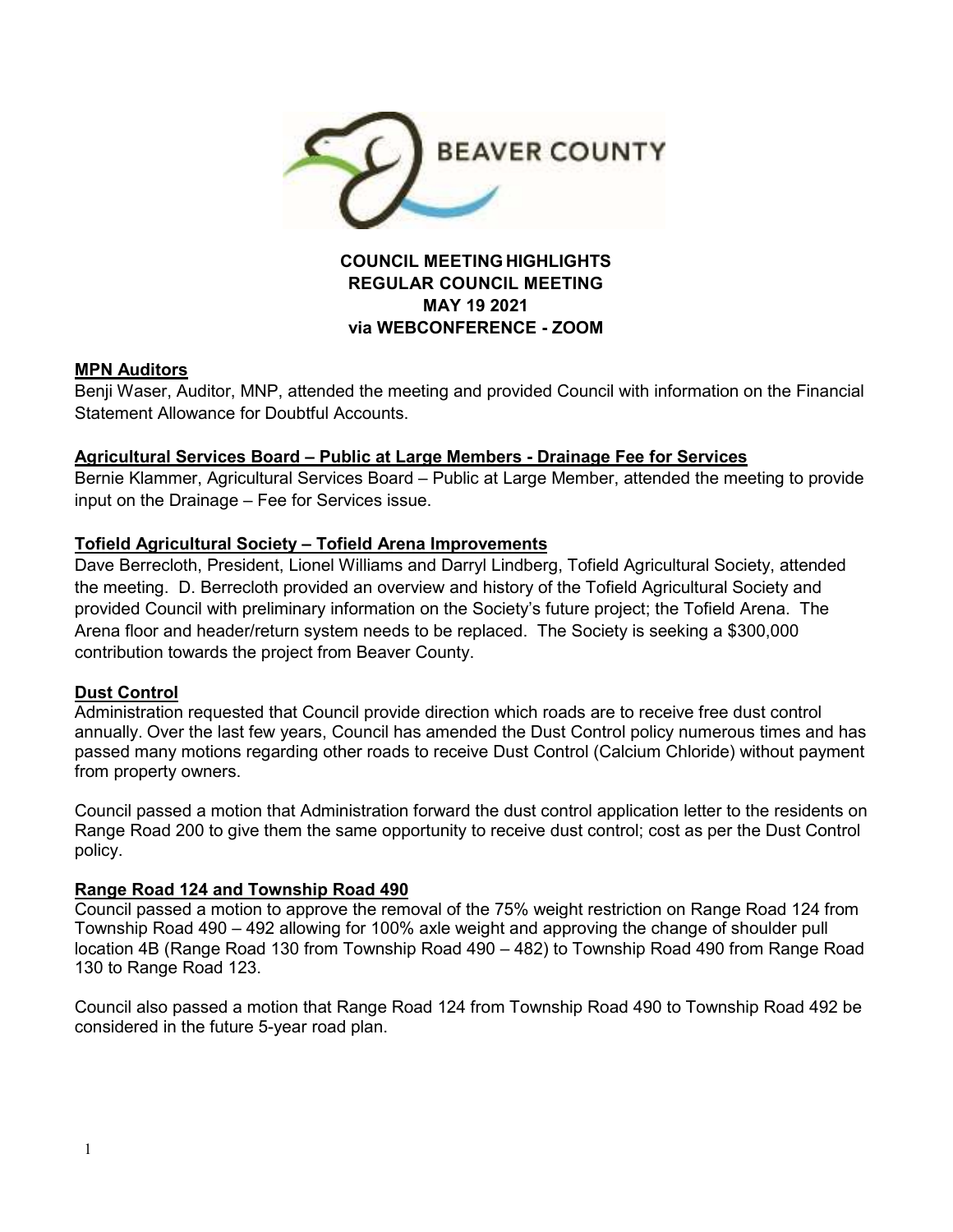BEAVER COUNTY

# COUNCIL MEETING HIGHLIGHTS
## REGULAR COUNCIL MEETING
## MAY 19 2021
## via WEBCONFERENCE - ZOOM

### MPN Auditors

Benji Waser, Auditor, MNP, attended the meeting and provided Council with information on the Financial Statement Allowance for Doubtful Accounts.

### Agricultural Services Board – Public at Large Members - Drainage Fee for Services

Bernie Klammer, Agricultural Services Board – Public at Large Member, attended the meeting to provide input on the Drainage – Fee for Services issue.

### Tofield Agricultural Society – Tofield Arena Improvements

Dave Berrecloth, President, Lionel Williams and Darryl Lindberg, Tofield Agricultural Society, attended the meeting. D. Berrecloth provided an overview and history of the Tofield Agricultural Society and provided Council with preliminary information on the Society's future project; the Tofield Arena. The Arena floor and header/return system needs to be replaced. The Society is seeking a $300,000 contribution towards the project from Beaver County.

### Dust Control

Administration requested that Council provide direction which roads are to receive free dust control annually. Over the last few years, Council has amended the Dust Control policy numerous times and has passed many motions regarding other roads to receive Dust Control (Calcium Chloride) without payment from property owners.

Council passed a motion that Administration forward the dust control application letter to the residents on Range Road 200 to give them the same opportunity to receive dust control; cost as per the Dust Control policy.

### Range Road 124 and Township Road 490

Council passed a motion to approve the removal of the 75% weight restriction on Range Road 124 from Township Road 490 – 492 allowing for 100% axle weight and approving the change of shoulder pull location 4B (Range Road 130 from Township Road 490 – 482) to Township Road 490 from Range Road 130 to Range Road 123.

Council also passed a motion that Range Road 124 from Township Road 490 to Township Road 492 be considered in the future 5-year road plan.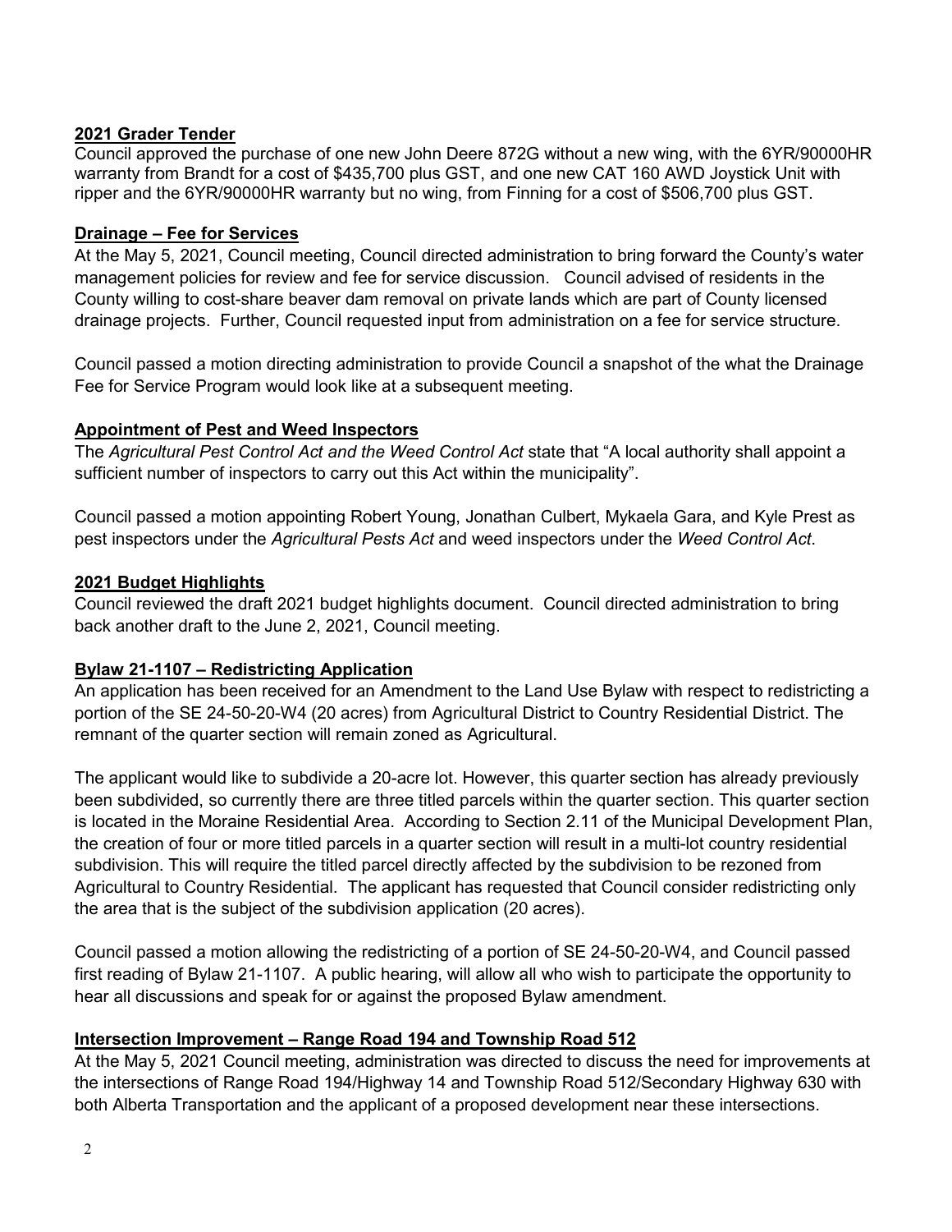## 2021 Grader Tender

Council approved the purchase of one new John Deere 872G without a new wing, with the 6YR/90000HR warranty from Brandt for a cost of $435,700 plus GST, and one new CAT 160 AWD Joystick Unit with ripper and the 6YR/90000HR warranty but no wing, from Finning for a cost of $506,700 plus GST.

## Drainage – Fee for Services

At the May 5, 2021, Council meeting, Council directed administration to bring forward the County's water management policies for review and fee for service discussion. Council advised of residents in the County willing to cost-share beaver dam removal on private lands which are part of County licensed drainage projects. Further, Council requested input from administration on a fee for service structure.

Council passed a motion directing administration to provide Council a snapshot of the what the Drainage Fee for Service Program would look like at a subsequent meeting.

## Appointment of Pest and Weed Inspectors

The *Agricultural Pest Control Act and the Weed Control Act* state that "A local authority shall appoint a sufficient number of inspectors to carry out this Act within the municipality".

Council passed a motion appointing Robert Young, Jonathan Culbert, Mykaela Gara, and Kyle Prest as pest inspectors under the *Agricultural Pests Act* and weed inspectors under the *Weed Control Act*.

## 2021 Budget Highlights

Council reviewed the draft 2021 budget highlights document. Council directed administration to bring back another draft to the June 2, 2021, Council meeting.

## Bylaw 21-1107 – Redistricting Application

An application has been received for an Amendment to the Land Use Bylaw with respect to redistricting a portion of the SE 24-50-20-W4 (20 acres) from Agricultural District to Country Residential District. The remnant of the quarter section will remain zoned as Agricultural.

The applicant would like to subdivide a 20-acre lot. However, this quarter section has already previously been subdivided, so currently there are three titled parcels within the quarter section. This quarter section is located in the Moraine Residential Area. According to Section 2.11 of the Municipal Development Plan, the creation of four or more titled parcels in a quarter section will result in a multi-lot country residential subdivision. This will require the titled parcel directly affected by the subdivision to be rezoned from Agricultural to Country Residential. The applicant has requested that Council consider redistricting only the area that is the subject of the subdivision application (20 acres).

Council passed a motion allowing the redistricting of a portion of SE 24-50-20-W4, and Council passed first reading of Bylaw 21-1107. A public hearing, will allow all who wish to participate the opportunity to hear all discussions and speak for or against the proposed Bylaw amendment.

## Intersection Improvement – Range Road 194 and Township Road 512

At the May 5, 2021 Council meeting, administration was directed to discuss the need for improvements at the intersections of Range Road 194/Highway 14 and Township Road 512/Secondary Highway 630 with both Alberta Transportation and the applicant of a proposed development near these intersections.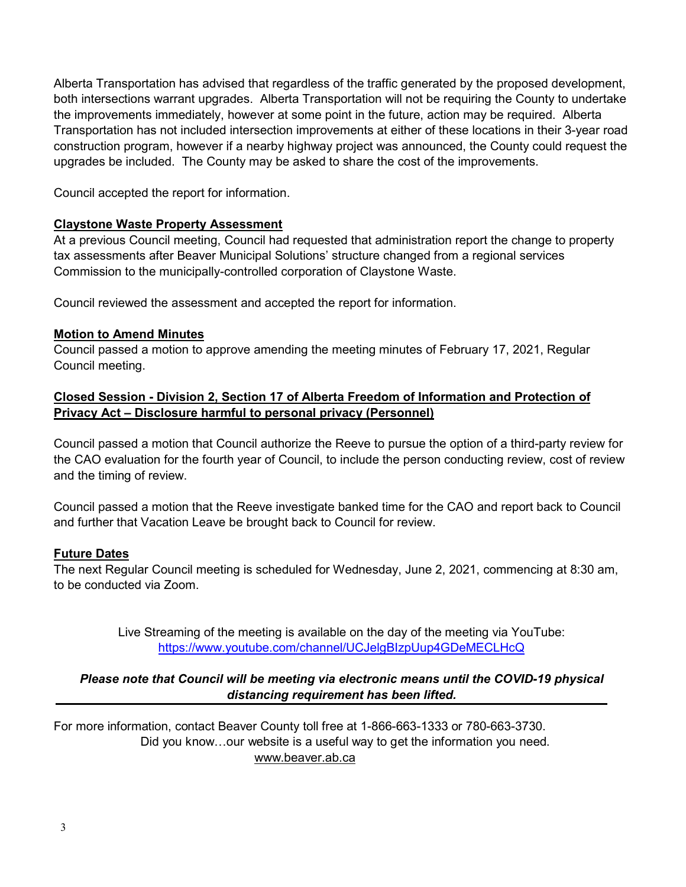Alberta Transportation has advised that regardless of the traffic generated by the proposed development, both intersections warrant upgrades. Alberta Transportation will not be requiring the County to undertake the improvements immediately, however at some point in the future, action may be required. Alberta Transportation has not included intersection improvements at either of these locations in their 3-year road construction program, however if a nearby highway project was announced, the County could request the upgrades be included. The County may be asked to share the cost of the improvements.

Council accepted the report for information.

**Claystone Waste Property Assessment**

At a previous Council meeting, Council had requested that administration report the change to property tax assessments after Beaver Municipal Solutions' structure changed from a regional services Commission to the municipally-controlled corporation of Claystone Waste.

Council reviewed the assessment and accepted the report for information.

**Motion to Amend Minutes**

Council passed a motion to approve amending the meeting minutes of February 17, 2021, Regular Council meeting.

**Closed Session - Division 2, Section 17 of Alberta Freedom of Information and Protection of Privacy Act – Disclosure harmful to personal privacy (Personnel)**

Council passed a motion that Council authorize the Reeve to pursue the option of a third-party review for the CAO evaluation for the fourth year of Council, to include the person conducting review, cost of review and the timing of review.

Council passed a motion that the Reeve investigate banked time for the CAO and report back to Council and further that Vacation Leave be brought back to Council for review.

**Future Dates**

The next Regular Council meeting is scheduled for Wednesday, June 2, 2021, commencing at 8:30 am, to be conducted via Zoom.

Live Streaming of the meeting is available on the day of the meeting via YouTube:
https://www.youtube.com/channel/UCJelgBIzpUup4GDeMECLHcQ

***Please note that Council will be meeting via electronic means until the COVID-19 physical distancing requirement has been lifted.***

---

For more information, contact Beaver County toll free at 1-866-663-1333 or 780-663-3730.
Did you know…our website is a useful way to get the information you need.
www.beaver.ab.ca